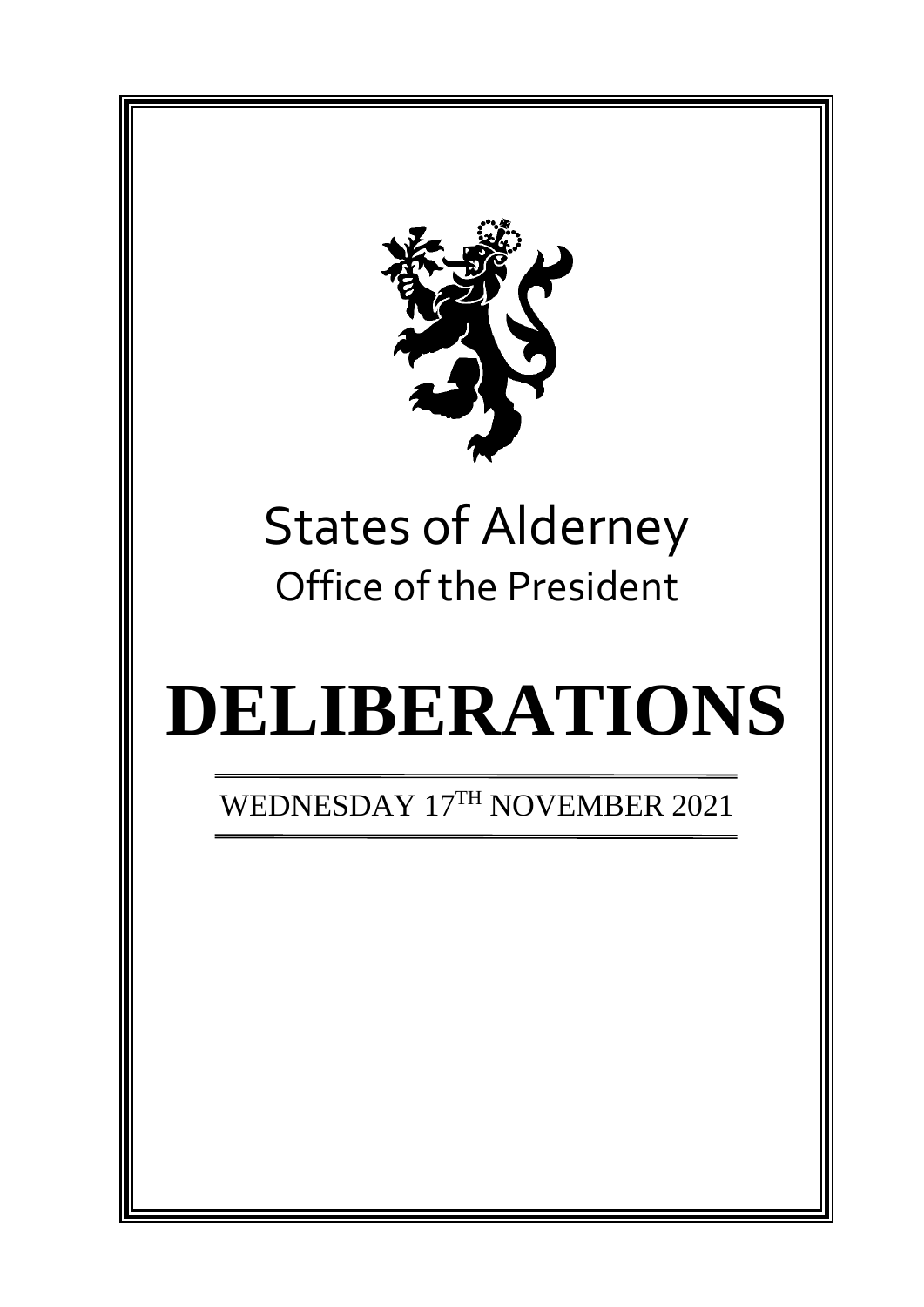# States of Alderney

## Office of the President

# DELIBERATIONS

WEDNESDAY 17TH NOVEMBER 2021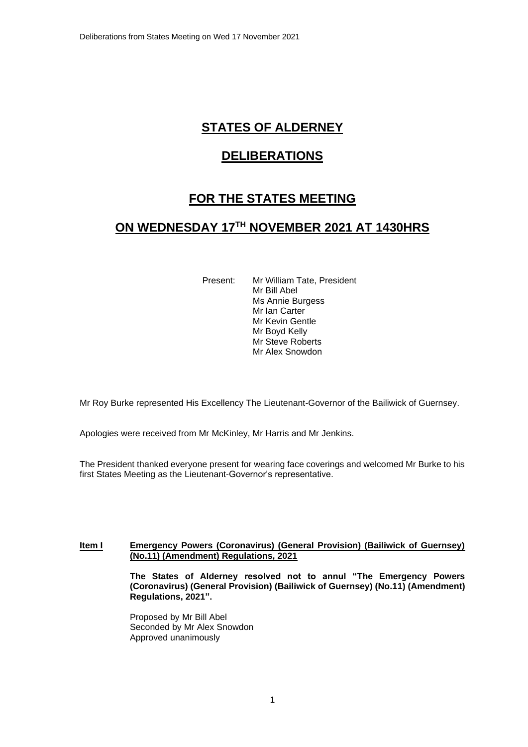# STATES OF ALDERNEY

# DELIBERATIONS

# FOR THE STATES MEETING

# ON WEDNESDAY 17TH NOVEMBER 2021 AT 1430HRS

Present: Mr William Tate, President
Mr Bill Abel
Ms Annie Burgess
Mr Ian Carter
Mr Kevin Gentle
Mr Boyd Kelly
Mr Steve Roberts
Mr Alex Snowdon

Mr Roy Burke represented His Excellency The Lieutenant-Governor of the Bailiwick of Guernsey.

Apologies were received from Mr McKinley, Mr Harris and Mr Jenkins.

The President thanked everyone present for wearing face coverings and welcomed Mr Burke to his first States Meeting as the Lieutenant-Governor's representative.

**Item I** **Emergency Powers (Coronavirus) (General Provision) (Bailiwick of Guernsey) (No.11) (Amendment) Regulations, 2021**

**The States of Alderney resolved not to annul "The Emergency Powers (Coronavirus) (General Provision) (Bailiwick of Guernsey) (No.11) (Amendment) Regulations, 2021".**

Proposed by Mr Bill Abel
Seconded by Mr Alex Snowdon
Approved unanimously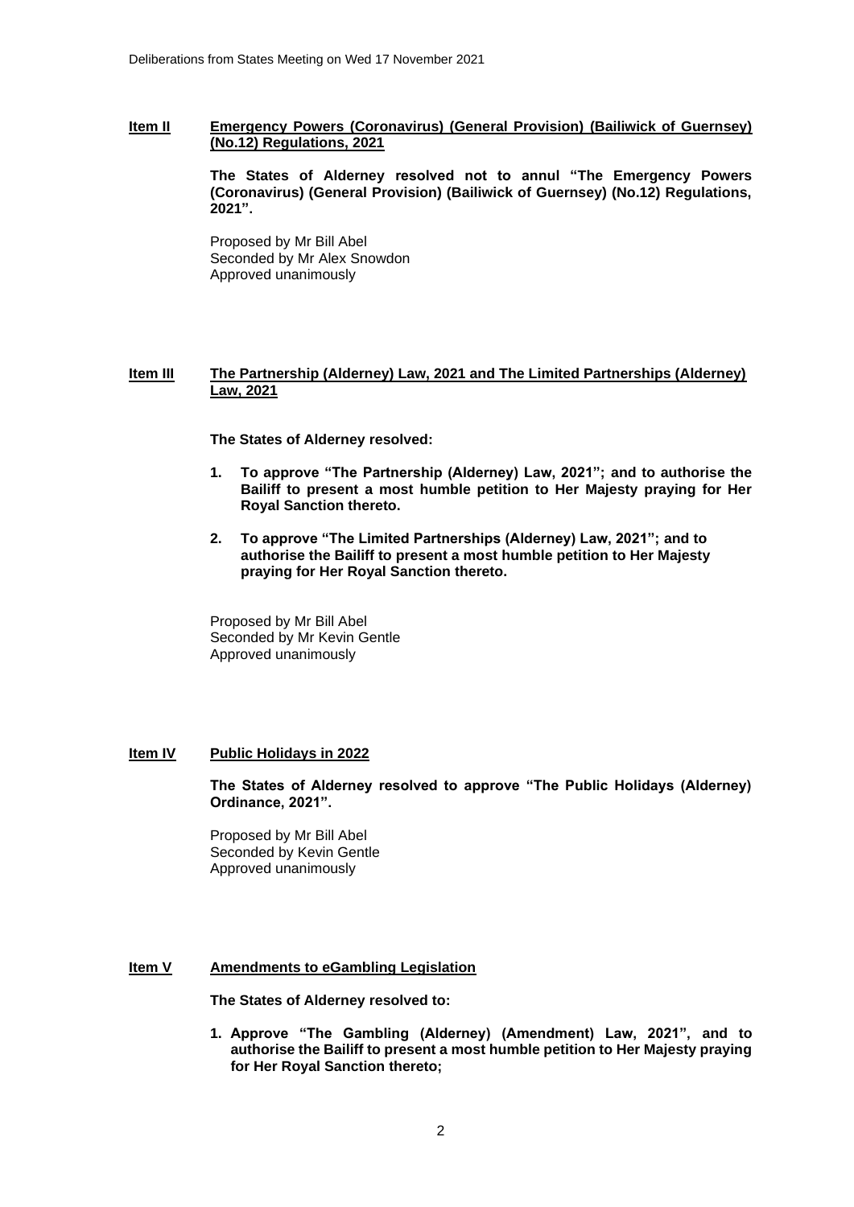## Item II Emergency Powers (Coronavirus) (General Provision) (Bailiwick of Guernsey) (No.12) Regulations, 2021

**The States of Alderney resolved not to annul "The Emergency Powers (Coronavirus) (General Provision) (Bailiwick of Guernsey) (No.12) Regulations, 2021".**

Proposed by Mr Bill Abel
Seconded by Mr Alex Snowdon
Approved unanimously

## Item III The Partnership (Alderney) Law, 2021 and The Limited Partnerships (Alderney) Law, 2021

**The States of Alderney resolved:**

1. **To approve "The Partnership (Alderney) Law, 2021"; and to authorise the Bailiff to present a most humble petition to Her Majesty praying for Her Royal Sanction thereto.**
2. **To approve "The Limited Partnerships (Alderney) Law, 2021"; and to authorise the Bailiff to present a most humble petition to Her Majesty praying for Her Royal Sanction thereto.**

Proposed by Mr Bill Abel
Seconded by Mr Kevin Gentle
Approved unanimously

## Item IV Public Holidays in 2022

**The States of Alderney resolved to approve "The Public Holidays (Alderney) Ordinance, 2021".**

Proposed by Mr Bill Abel
Seconded by Kevin Gentle
Approved unanimously

## Item V Amendments to eGambling Legislation

**The States of Alderney resolved to:**

1. **Approve "The Gambling (Alderney) (Amendment) Law, 2021", and to authorise the Bailiff to present a most humble petition to Her Majesty praying for Her Royal Sanction thereto;**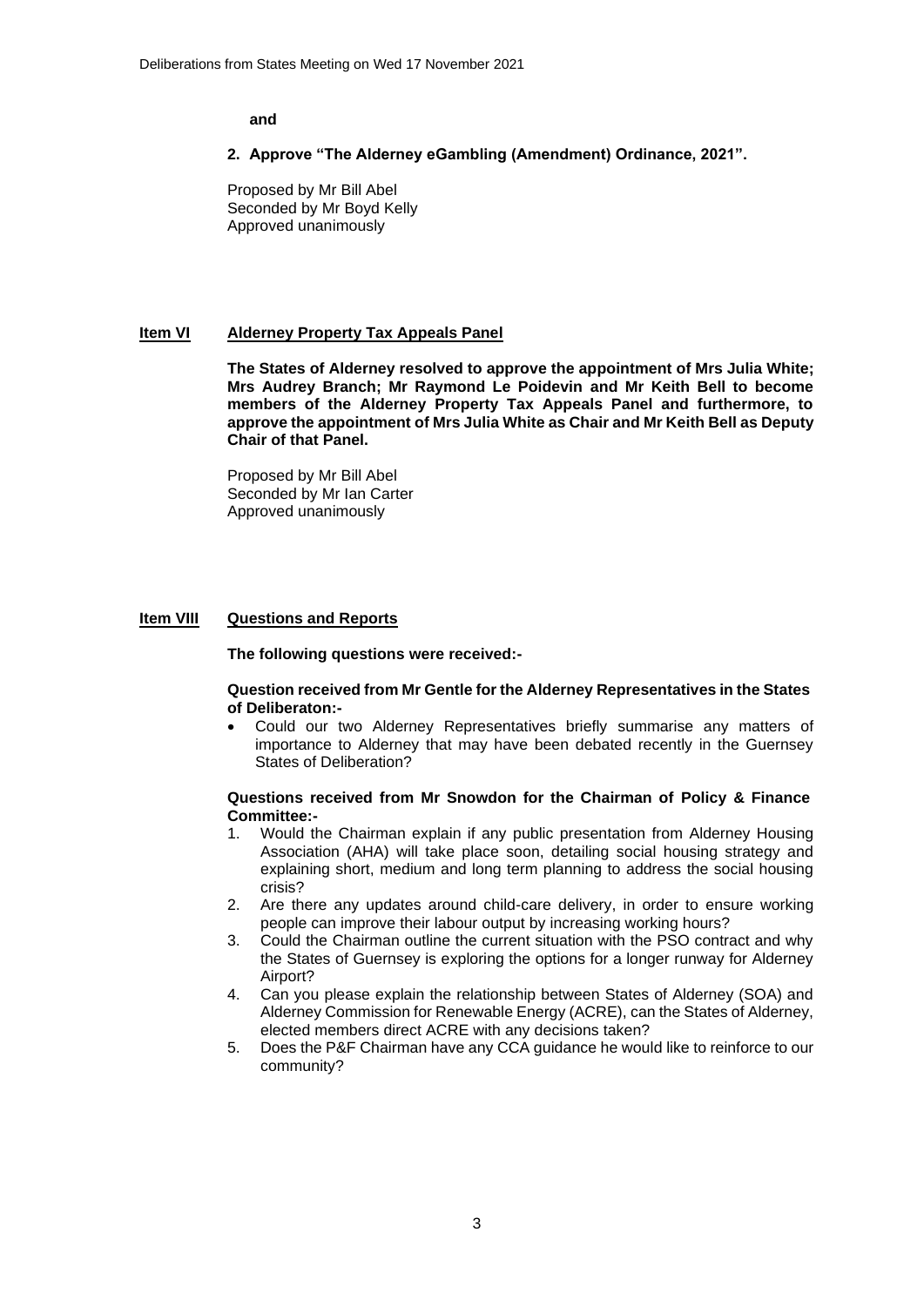**and**

**2. Approve "The Alderney eGambling (Amendment) Ordinance, 2021".**

Proposed by Mr Bill Abel
Seconded by Mr Boyd Kelly
Approved unanimously

## Item VI Alderney Property Tax Appeals Panel

**The States of Alderney resolved to approve the appointment of Mrs Julia White; Mrs Audrey Branch; Mr Raymond Le Poidevin and Mr Keith Bell to become members of the Alderney Property Tax Appeals Panel and furthermore, to approve the appointment of Mrs Julia White as Chair and Mr Keith Bell as Deputy Chair of that Panel.**

Proposed by Mr Bill Abel
Seconded by Mr Ian Carter
Approved unanimously

## Item VIII Questions and Reports

**The following questions were received:-**

**Question received from Mr Gentle for the Alderney Representatives in the States of Deliberaton:-**

- Could our two Alderney Representatives briefly summarise any matters of importance to Alderney that may have been debated recently in the Guernsey States of Deliberation?

**Questions received from Mr Snowdon for the Chairman of Policy & Finance Committee:-**

1. Would the Chairman explain if any public presentation from Alderney Housing Association (AHA) will take place soon, detailing social housing strategy and explaining short, medium and long term planning to address the social housing crisis?
2. Are there any updates around child-care delivery, in order to ensure working people can improve their labour output by increasing working hours?
3. Could the Chairman outline the current situation with the PSO contract and why the States of Guernsey is exploring the options for a longer runway for Alderney Airport?
4. Can you please explain the relationship between States of Alderney (SOA) and Alderney Commission for Renewable Energy (ACRE), can the States of Alderney, elected members direct ACRE with any decisions taken?
5. Does the P&F Chairman have any CCA guidance he would like to reinforce to our community?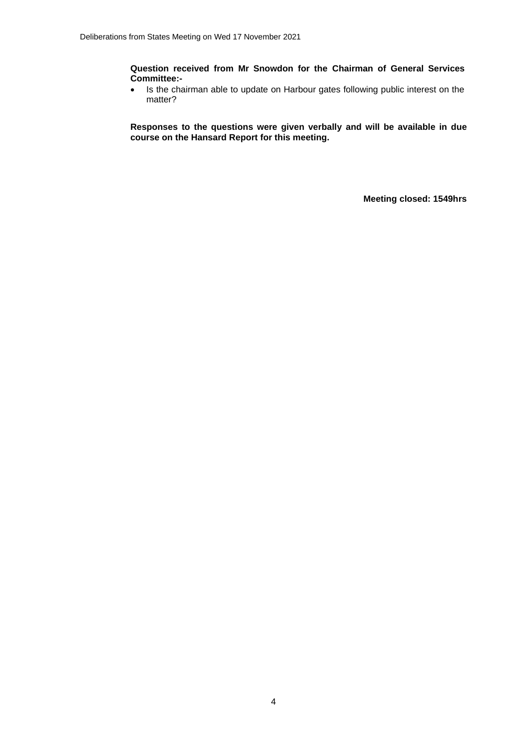**Question received from Mr Snowdon for the Chairman of General Services Committee:-**

- Is the chairman able to update on Harbour gates following public interest on the matter?

**Responses to the questions were given verbally and will be available in due course on the Hansard Report for this meeting.**

**Meeting closed: 1549hrs**